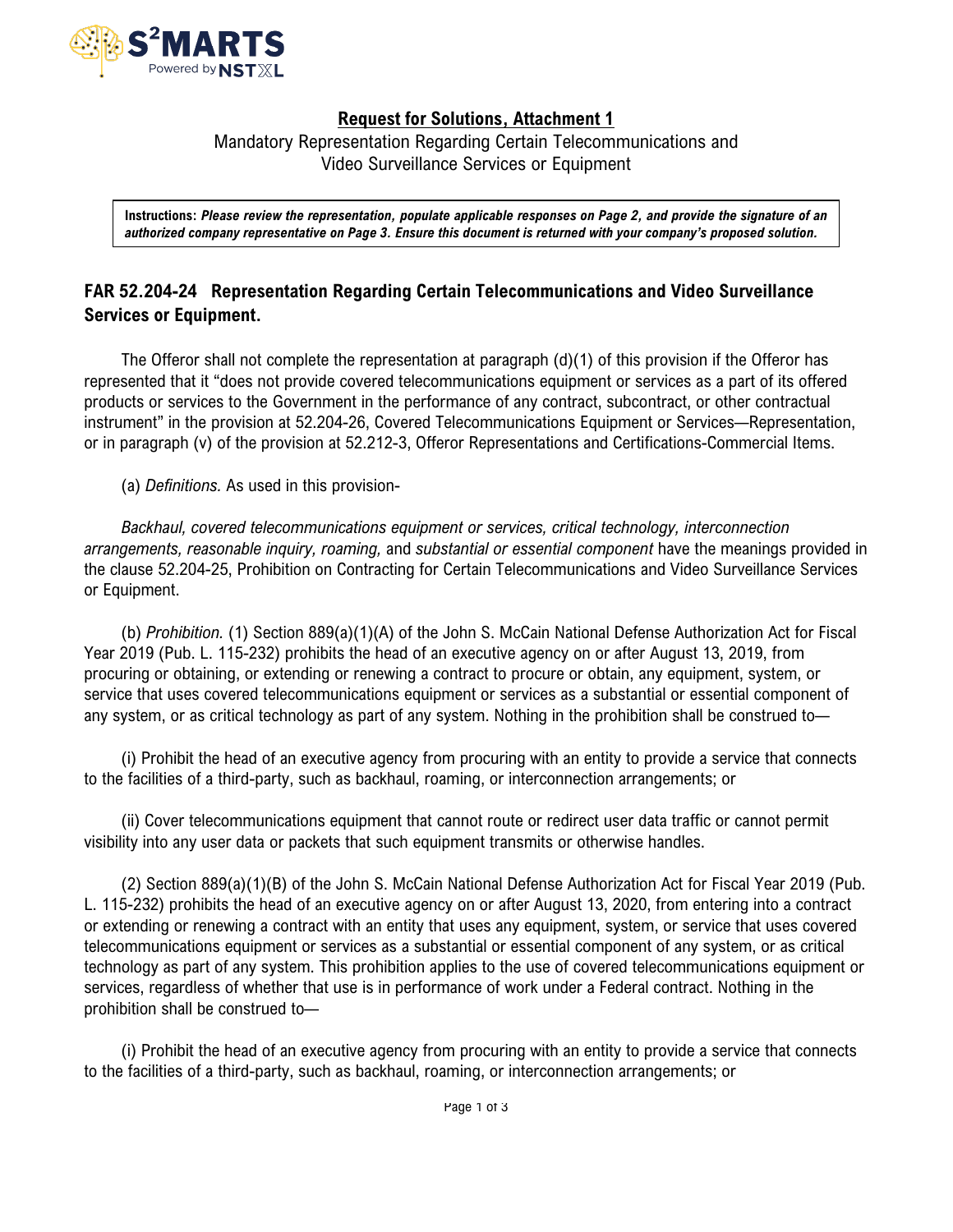**Request for Solutions, Attachment 1**

Mandatory Representation Regarding Certain Telecommunications and Video Surveillance Services or Equipment

> **Instructions:** ***Please review the representation, populate applicable responses on Page 2, and provide the signature of an authorized company representative on Page 3. Ensure this document is returned with your company's proposed solution.***

## FAR 52.204-24 Representation Regarding Certain Telecommunications and Video Surveillance Services or Equipment.

The Offeror shall not complete the representation at paragraph (d)(1) of this provision if the Offeror has represented that it "does not provide covered telecommunications equipment or services as a part of its offered products or services to the Government in the performance of any contract, subcontract, or other contractual instrument" in the provision at 52.204-26, Covered Telecommunications Equipment or Services—Representation, or in paragraph (v) of the provision at 52.212-3, Offeror Representations and Certifications-Commercial Items.

(a) *Definitions.* As used in this provision-

*Backhaul, covered telecommunications equipment or services, critical technology, interconnection arrangements, reasonable inquiry, roaming,* and *substantial or essential component* have the meanings provided in the clause 52.204-25, Prohibition on Contracting for Certain Telecommunications and Video Surveillance Services or Equipment.

(b) *Prohibition.* (1) Section 889(a)(1)(A) of the John S. McCain National Defense Authorization Act for Fiscal Year 2019 (Pub. L. 115-232) prohibits the head of an executive agency on or after August 13, 2019, from procuring or obtaining, or extending or renewing a contract to procure or obtain, any equipment, system, or service that uses covered telecommunications equipment or services as a substantial or essential component of any system, or as critical technology as part of any system. Nothing in the prohibition shall be construed to—

(i) Prohibit the head of an executive agency from procuring with an entity to provide a service that connects to the facilities of a third-party, such as backhaul, roaming, or interconnection arrangements; or

(ii) Cover telecommunications equipment that cannot route or redirect user data traffic or cannot permit visibility into any user data or packets that such equipment transmits or otherwise handles.

(2) Section 889(a)(1)(B) of the John S. McCain National Defense Authorization Act for Fiscal Year 2019 (Pub. L. 115-232) prohibits the head of an executive agency on or after August 13, 2020, from entering into a contract or extending or renewing a contract with an entity that uses any equipment, system, or service that uses covered telecommunications equipment or services as a substantial or essential component of any system, or as critical technology as part of any system. This prohibition applies to the use of covered telecommunications equipment or services, regardless of whether that use is in performance of work under a Federal contract. Nothing in the prohibition shall be construed to—

(i) Prohibit the head of an executive agency from procuring with an entity to provide a service that connects to the facilities of a third-party, such as backhaul, roaming, or interconnection arrangements; or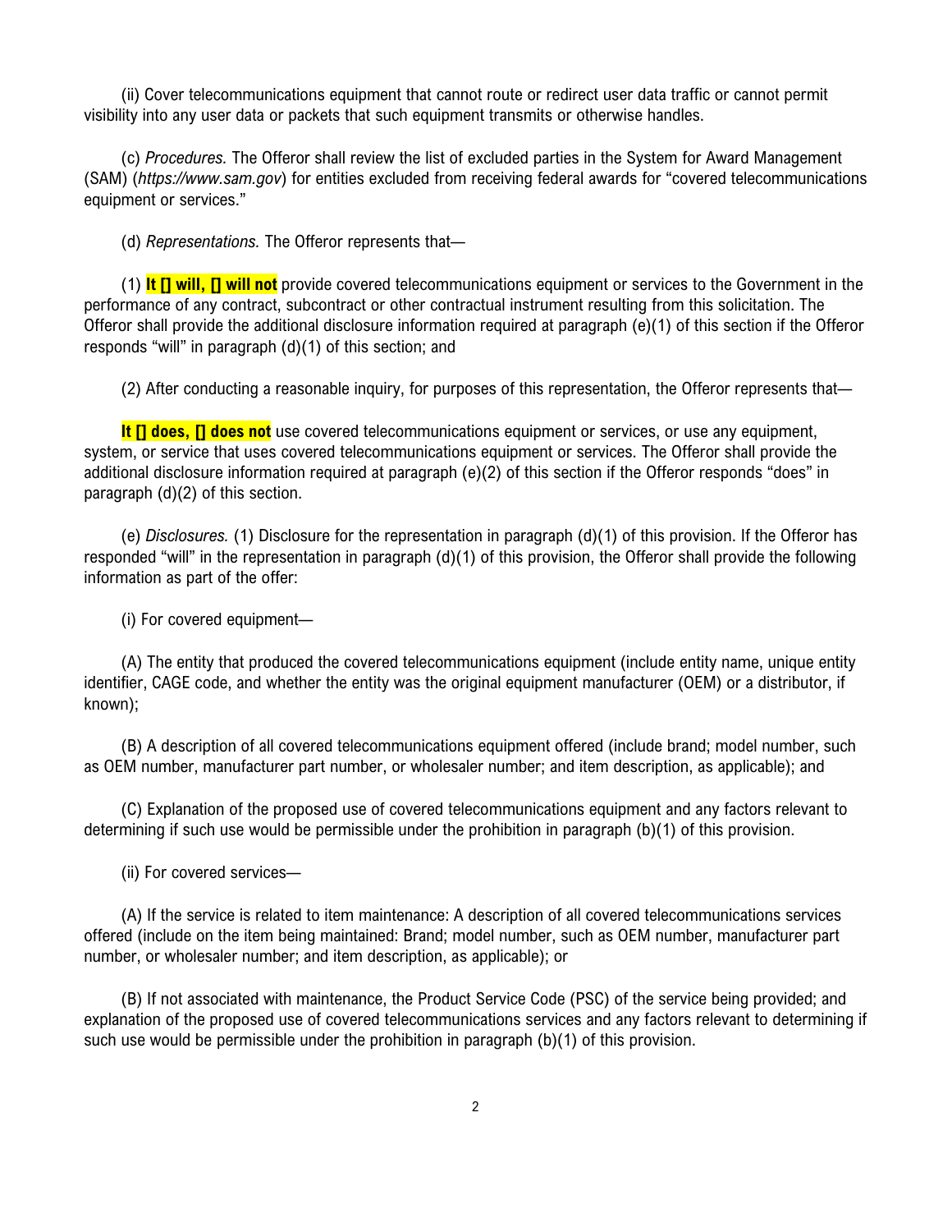(ii) Cover telecommunications equipment that cannot route or redirect user data traffic or cannot permit visibility into any user data or packets that such equipment transmits or otherwise handles.

(c) *Procedures.* The Offeror shall review the list of excluded parties in the System for Award Management (SAM) (*https://www.sam.gov*) for entities excluded from receiving federal awards for "covered telecommunications equipment or services."

(d) *Representations.* The Offeror represents that—

(1) **It [] will, [] will not** provide covered telecommunications equipment or services to the Government in the performance of any contract, subcontract or other contractual instrument resulting from this solicitation. The Offeror shall provide the additional disclosure information required at paragraph (e)(1) of this section if the Offeror responds "will" in paragraph (d)(1) of this section; and

(2) After conducting a reasonable inquiry, for purposes of this representation, the Offeror represents that—

**It [] does, [] does not** use covered telecommunications equipment or services, or use any equipment, system, or service that uses covered telecommunications equipment or services. The Offeror shall provide the additional disclosure information required at paragraph (e)(2) of this section if the Offeror responds "does" in paragraph (d)(2) of this section.

(e) *Disclosures.* (1) Disclosure for the representation in paragraph (d)(1) of this provision. If the Offeror has responded "will" in the representation in paragraph (d)(1) of this provision, the Offeror shall provide the following information as part of the offer:

(i) For covered equipment—

(A) The entity that produced the covered telecommunications equipment (include entity name, unique entity identifier, CAGE code, and whether the entity was the original equipment manufacturer (OEM) or a distributor, if known);

(B) A description of all covered telecommunications equipment offered (include brand; model number, such as OEM number, manufacturer part number, or wholesaler number; and item description, as applicable); and

(C) Explanation of the proposed use of covered telecommunications equipment and any factors relevant to determining if such use would be permissible under the prohibition in paragraph (b)(1) of this provision.

(ii) For covered services—

(A) If the service is related to item maintenance: A description of all covered telecommunications services offered (include on the item being maintained: Brand; model number, such as OEM number, manufacturer part number, or wholesaler number; and item description, as applicable); or

(B) If not associated with maintenance, the Product Service Code (PSC) of the service being provided; and explanation of the proposed use of covered telecommunications services and any factors relevant to determining if such use would be permissible under the prohibition in paragraph (b)(1) of this provision.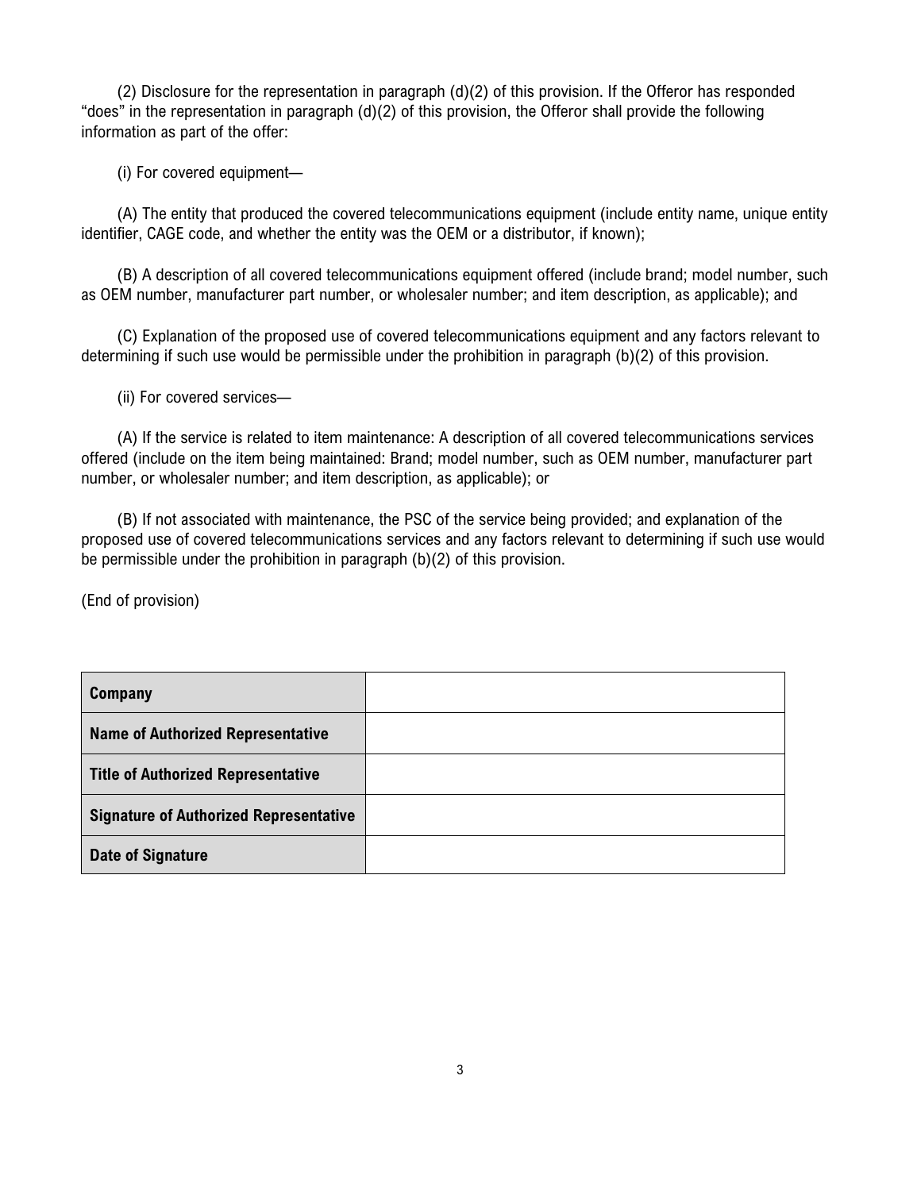(2) Disclosure for the representation in paragraph (d)(2) of this provision. If the Offeror has responded "does" in the representation in paragraph (d)(2) of this provision, the Offeror shall provide the following information as part of the offer:

(i) For covered equipment—

(A) The entity that produced the covered telecommunications equipment (include entity name, unique entity identifier, CAGE code, and whether the entity was the OEM or a distributor, if known);

(B) A description of all covered telecommunications equipment offered (include brand; model number, such as OEM number, manufacturer part number, or wholesaler number; and item description, as applicable); and

(C) Explanation of the proposed use of covered telecommunications equipment and any factors relevant to determining if such use would be permissible under the prohibition in paragraph (b)(2) of this provision.

(ii) For covered services—

(A) If the service is related to item maintenance: A description of all covered telecommunications services offered (include on the item being maintained: Brand; model number, such as OEM number, manufacturer part number, or wholesaler number; and item description, as applicable); or

(B) If not associated with maintenance, the PSC of the service being provided; and explanation of the proposed use of covered telecommunications services and any factors relevant to determining if such use would be permissible under the prohibition in paragraph (b)(2) of this provision.

(End of provision)

| | |
|---|---|
| **Company** | |
| **Name of Authorized Representative** | |
| **Title of Authorized Representative** | |
| **Signature of Authorized Representative** | |
| **Date of Signature** | |